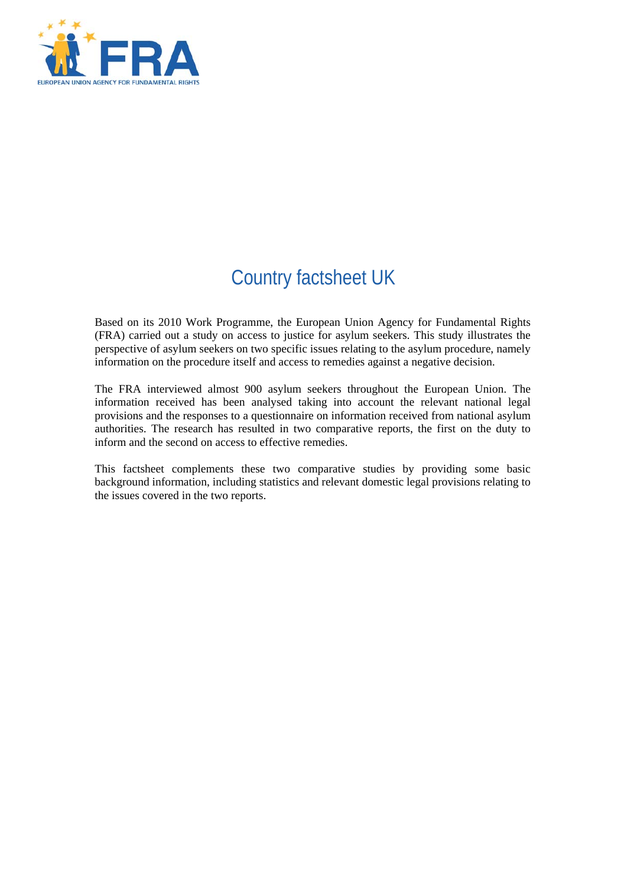# Country factsheet UK

Based on its 2010 Work Programme, the European Union Agency for Fundamental Rights (FRA) carried out a study on access to justice for asylum seekers. This study illustrates the perspective of asylum seekers on two specific issues relating to the asylum procedure, namely information on the procedure itself and access to remedies against a negative decision.

The FRA interviewed almost 900 asylum seekers throughout the European Union. The information received has been analysed taking into account the relevant national legal provisions and the responses to a questionnaire on information received from national asylum authorities. The research has resulted in two comparative reports, the first on the duty to inform and the second on access to effective remedies.

This factsheet complements these two comparative studies by providing some basic background information, including statistics and relevant domestic legal provisions relating to the issues covered in the two reports.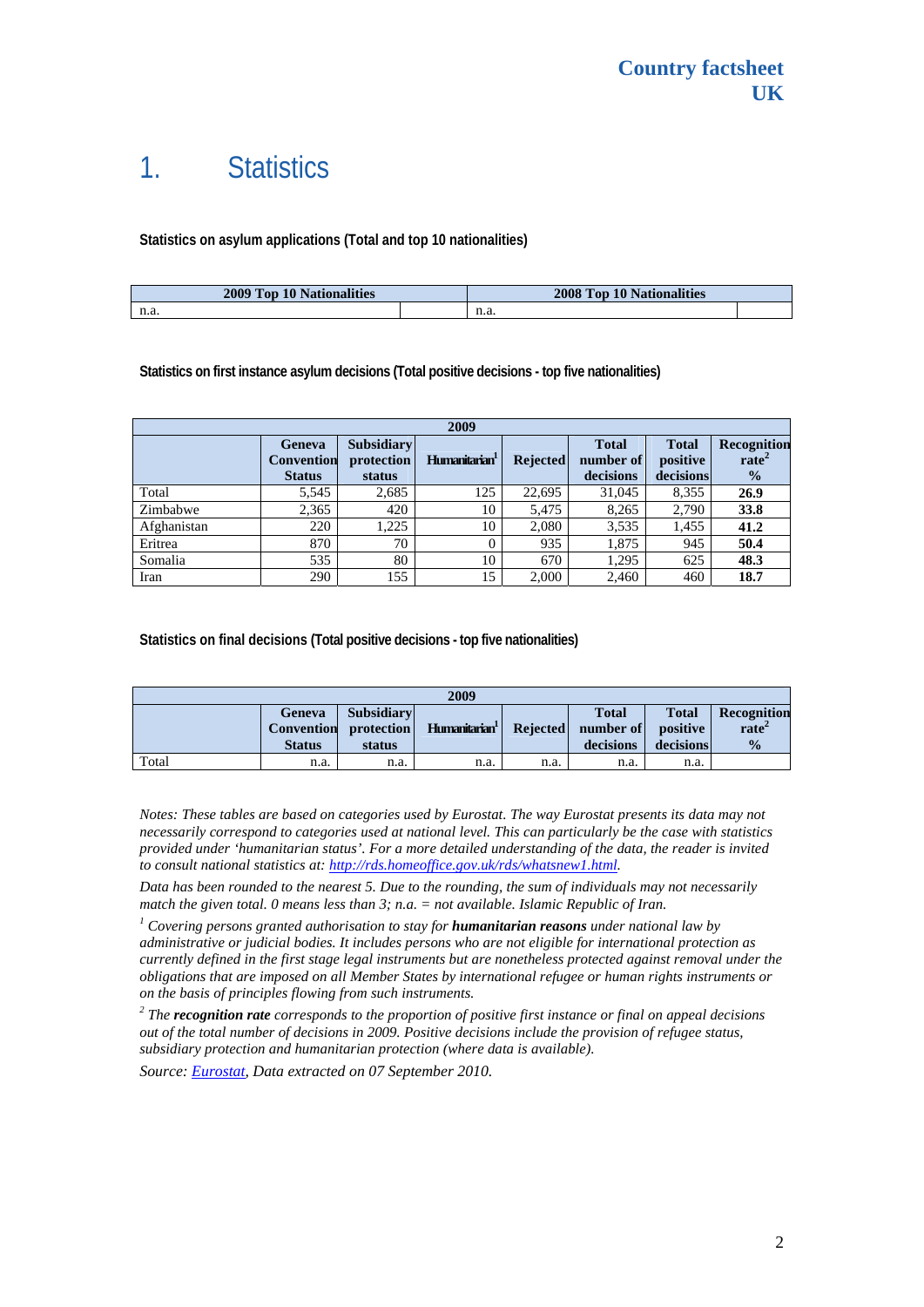Country factsheet
UK

# 1. Statistics

**Statistics on asylum applications (Total and top 10 nationalities)**

| 2009 Top 10 Nationalities | | 2008 Top 10 Nationalities | |
|---|---|---|---|
| n.a. | | n.a. | |

**Statistics on first instance asylum decisions (Total positive decisions - top five nationalities)**

| 2009 | | | | | | | |
|---|---|---|---|---|---|---|---|
| | Geneva Convention Status | Subsidiary protection status | Humanitarian[1] | Rejected | Total number of decisions | Total positive decisions | Recognition rate[2] % |
| Total | 5,545 | 2,685 | 125 | 22,695 | 31,045 | 8,355 | **26.9** |
| Zimbabwe | 2,365 | 420 | 10 | 5,475 | 8,265 | 2,790 | **33.8** |
| Afghanistan | 220 | 1,225 | 10 | 2,080 | 3,535 | 1,455 | **41.2** |
| Eritrea | 870 | 70 | 0 | 935 | 1,875 | 945 | **50.4** |
| Somalia | 535 | 80 | 10 | 670 | 1,295 | 625 | **48.3** |
| Iran | 290 | 155 | 15 | 2,000 | 2,460 | 460 | **18.7** |

**Statistics on final decisions (Total positive decisions - top five nationalities)**

| 2009 | | | | | | | |
|---|---|---|---|---|---|---|---|
| | Geneva Convention Status | Subsidiary protection status | Humanitarian[1] | Rejected | Total number of decisions | Total positive decisions | Recognition rate[2] % |
| Total | n.a. | n.a. | n.a. | n.a. | n.a. | n.a. | |

*Notes: These tables are based on categories used by Eurostat. The way Eurostat presents its data may not necessarily correspond to categories used at national level. This can particularly be the case with statistics provided under 'humanitarian status'. For a more detailed understanding of the data, the reader is invited to consult national statistics at: http://rds.homeoffice.gov.uk/rds/whatsnew1.html.*

*Data has been rounded to the nearest 5. Due to the rounding, the sum of individuals may not necessarily match the given total. 0 means less than 3; n.a. = not available. Islamic Republic of Iran.*

*[1] Covering persons granted authorisation to stay for* ***humanitarian reasons*** *under national law by administrative or judicial bodies. It includes persons who are not eligible for international protection as currently defined in the first stage legal instruments but are nonetheless protected against removal under the obligations that are imposed on all Member States by international refugee or human rights instruments or on the basis of principles flowing from such instruments.*

*[2] The* ***recognition rate*** *corresponds to the proportion of positive first instance or final on appeal decisions out of the total number of decisions in 2009. Positive decisions include the provision of refugee status, subsidiary protection and humanitarian protection (where data is available).*

*Source: Eurostat, Data extracted on 07 September 2010.*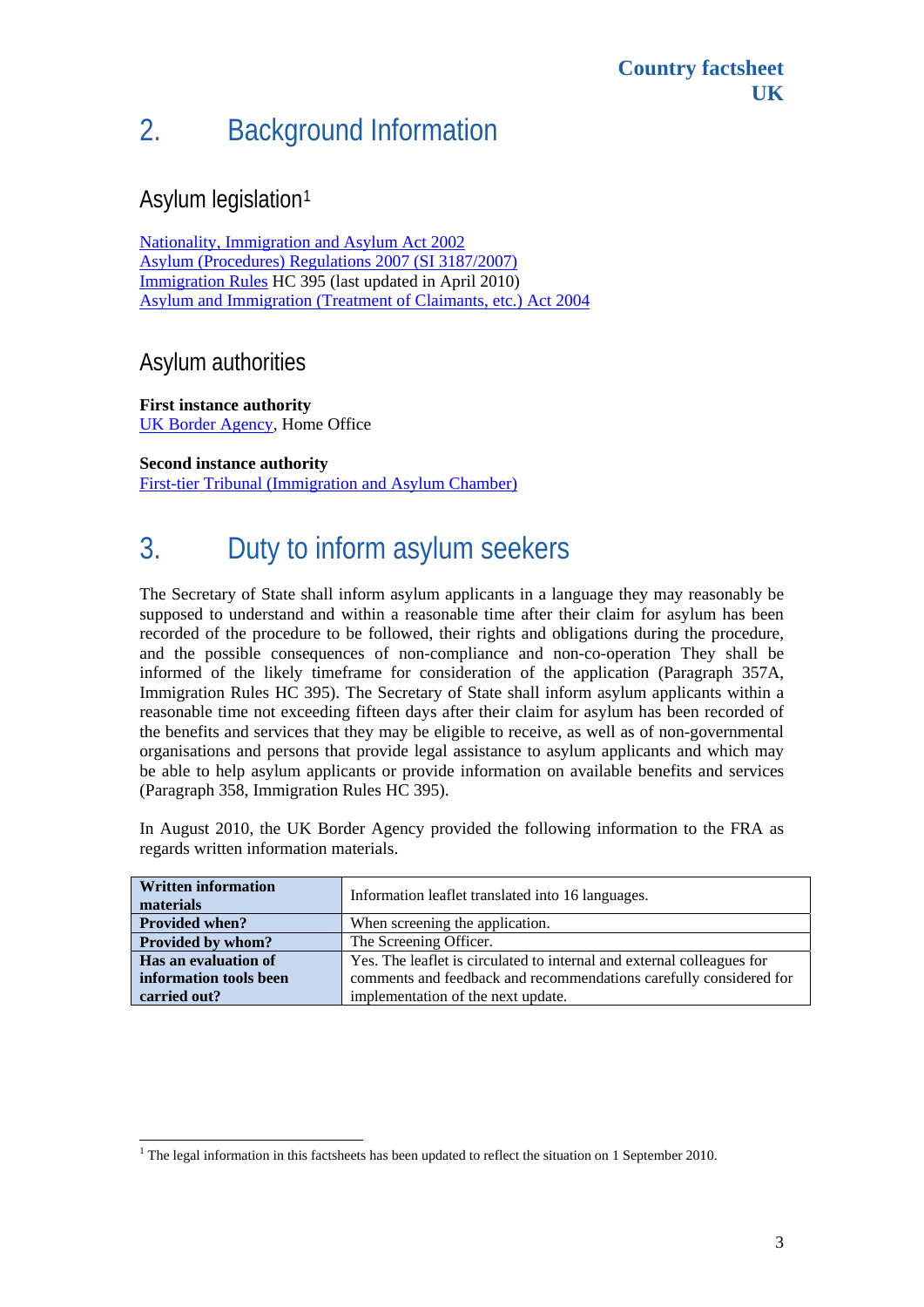## 2. Background Information

### Asylum legislation[1]

Nationality, Immigration and Asylum Act 2002
Asylum (Procedures) Regulations 2007 (SI 3187/2007)
Immigration Rules HC 395 (last updated in April 2010)
Asylum and Immigration (Treatment of Claimants, etc.) Act 2004

### Asylum authorities

**First instance authority**
UK Border Agency, Home Office

**Second instance authority**
First-tier Tribunal (Immigration and Asylum Chamber)

## 3. Duty to inform asylum seekers

The Secretary of State shall inform asylum applicants in a language they may reasonably be supposed to understand and within a reasonable time after their claim for asylum has been recorded of the procedure to be followed, their rights and obligations during the procedure, and the possible consequences of non-compliance and non-co-operation They shall be informed of the likely timeframe for consideration of the application (Paragraph 357A, Immigration Rules HC 395). The Secretary of State shall inform asylum applicants within a reasonable time not exceeding fifteen days after their claim for asylum has been recorded of the benefits and services that they may be eligible to receive, as well as of non-governmental organisations and persons that provide legal assistance to asylum applicants and which may be able to help asylum applicants or provide information on available benefits and services (Paragraph 358, Immigration Rules HC 395).

In August 2010, the UK Border Agency provided the following information to the FRA as regards written information materials.

| **Written information materials** | Information leaflet translated into 16 languages. |
|---|---|
| **Provided when?** | When screening the application. |
| **Provided by whom?** | The Screening Officer. |
| **Has an evaluation of information tools been carried out?** | Yes. The leaflet is circulated to internal and external colleagues for comments and feedback and recommendations carefully considered for implementation of the next update. |

[1] The legal information in this factsheets has been updated to reflect the situation on 1 September 2010.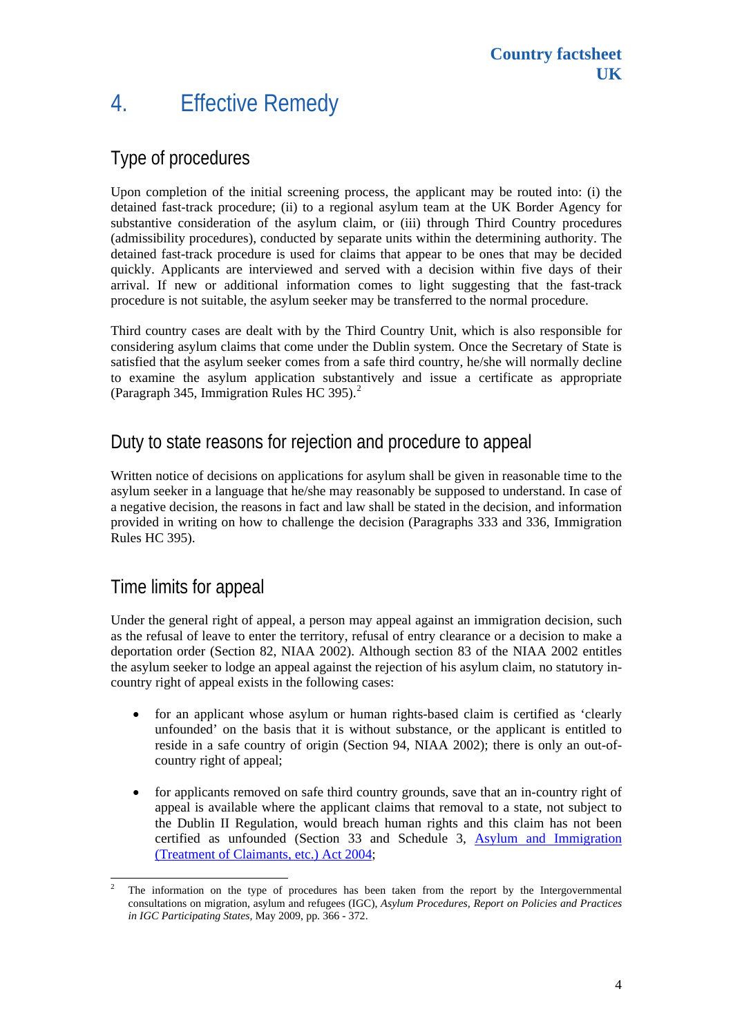# 4. Effective Remedy

## Type of procedures

Upon completion of the initial screening process, the applicant may be routed into: (i) the detained fast-track procedure; (ii) to a regional asylum team at the UK Border Agency for substantive consideration of the asylum claim, or (iii) through Third Country procedures (admissibility procedures), conducted by separate units within the determining authority. The detained fast-track procedure is used for claims that appear to be ones that may be decided quickly. Applicants are interviewed and served with a decision within five days of their arrival. If new or additional information comes to light suggesting that the fast-track procedure is not suitable, the asylum seeker may be transferred to the normal procedure.

Third country cases are dealt with by the Third Country Unit, which is also responsible for considering asylum claims that come under the Dublin system. Once the Secretary of State is satisfied that the asylum seeker comes from a safe third country, he/she will normally decline to examine the asylum application substantively and issue a certificate as appropriate (Paragraph 345, Immigration Rules HC 395).[2]

## Duty to state reasons for rejection and procedure to appeal

Written notice of decisions on applications for asylum shall be given in reasonable time to the asylum seeker in a language that he/she may reasonably be supposed to understand. In case of a negative decision, the reasons in fact and law shall be stated in the decision, and information provided in writing on how to challenge the decision (Paragraphs 333 and 336, Immigration Rules HC 395).

## Time limits for appeal

Under the general right of appeal, a person may appeal against an immigration decision, such as the refusal of leave to enter the territory, refusal of entry clearance or a decision to make a deportation order (Section 82, NIAA 2002). Although section 83 of the NIAA 2002 entitles the asylum seeker to lodge an appeal against the rejection of his asylum claim, no statutory in-country right of appeal exists in the following cases:

- for an applicant whose asylum or human rights-based claim is certified as 'clearly unfounded' on the basis that it is without substance, or the applicant is entitled to reside in a safe country of origin (Section 94, NIAA 2002); there is only an out-of-country right of appeal;
- for applicants removed on safe third country grounds, save that an in-country right of appeal is available where the applicant claims that removal to a state, not subject to the Dublin II Regulation, would breach human rights and this claim has not been certified as unfounded (Section 33 and Schedule 3, Asylum and Immigration (Treatment of Claimants, etc.) Act 2004;

---

[2] The information on the type of procedures has been taken from the report by the Intergovernmental consultations on migration, asylum and refugees (IGC), *Asylum Procedures, Report on Policies and Practices in IGC Participating States,* May 2009, pp. 366 - 372.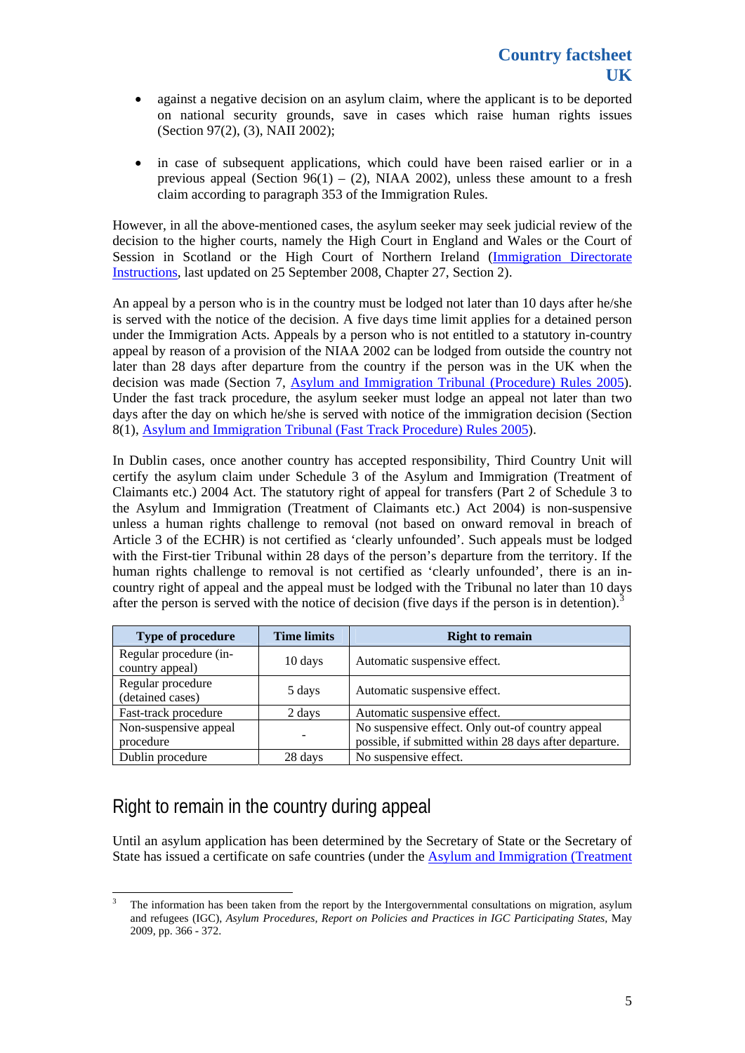- against a negative decision on an asylum claim, where the applicant is to be deported on national security grounds, save in cases which raise human rights issues (Section 97(2), (3), NAII 2002);

- in case of subsequent applications, which could have been raised earlier or in a previous appeal (Section 96(1) – (2), NIAA 2002), unless these amount to a fresh claim according to paragraph 353 of the Immigration Rules.

However, in all the above-mentioned cases, the asylum seeker may seek judicial review of the decision to the higher courts, namely the High Court in England and Wales or the Court of Session in Scotland or the High Court of Northern Ireland (Immigration Directorate Instructions, last updated on 25 September 2008, Chapter 27, Section 2).

An appeal by a person who is in the country must be lodged not later than 10 days after he/she is served with the notice of the decision. A five days time limit applies for a detained person under the Immigration Acts. Appeals by a person who is not entitled to a statutory in-country appeal by reason of a provision of the NIAA 2002 can be lodged from outside the country not later than 28 days after departure from the country if the person was in the UK when the decision was made (Section 7, Asylum and Immigration Tribunal (Procedure) Rules 2005). Under the fast track procedure, the asylum seeker must lodge an appeal not later than two days after the day on which he/she is served with notice of the immigration decision (Section 8(1), Asylum and Immigration Tribunal (Fast Track Procedure) Rules 2005).

In Dublin cases, once another country has accepted responsibility, Third Country Unit will certify the asylum claim under Schedule 3 of the Asylum and Immigration (Treatment of Claimants etc.) 2004 Act. The statutory right of appeal for transfers (Part 2 of Schedule 3 to the Asylum and Immigration (Treatment of Claimants etc.) Act 2004) is non-suspensive unless a human rights challenge to removal (not based on onward removal in breach of Article 3 of the ECHR) is not certified as 'clearly unfounded'. Such appeals must be lodged with the First-tier Tribunal within 28 days of the person's departure from the territory. If the human rights challenge to removal is not certified as 'clearly unfounded', there is an in-country right of appeal and the appeal must be lodged with the Tribunal no later than 10 days after the person is served with the notice of decision (five days if the person is in detention).[3]

| Type of procedure | Time limits | Right to remain |
|---|---|---|
| Regular procedure (in-country appeal) | 10 days | Automatic suspensive effect. |
| Regular procedure (detained cases) | 5 days | Automatic suspensive effect. |
| Fast-track procedure | 2 days | Automatic suspensive effect. |
| Non-suspensive appeal procedure | - | No suspensive effect. Only out-of country appeal possible, if submitted within 28 days after departure. |
| Dublin procedure | 28 days | No suspensive effect. |

## Right to remain in the country during appeal

Until an asylum application has been determined by the Secretary of State or the Secretary of State has issued a certificate on safe countries (under the Asylum and Immigration (Treatment

[3] The information has been taken from the report by the Intergovernmental consultations on migration, asylum and refugees (IGC), *Asylum Procedures, Report on Policies and Practices in IGC Participating States*, May 2009, pp. 366 - 372.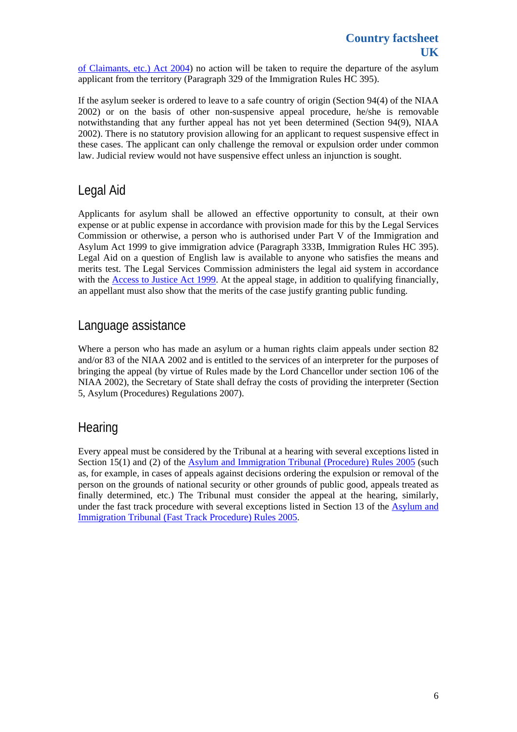of Claimants, etc.) Act 2004) no action will be taken to require the departure of the asylum applicant from the territory (Paragraph 329 of the Immigration Rules HC 395).

If the asylum seeker is ordered to leave to a safe country of origin (Section 94(4) of the NIAA 2002) or on the basis of other non-suspensive appeal procedure, he/she is removable notwithstanding that any further appeal has not yet been determined (Section 94(9), NIAA 2002). There is no statutory provision allowing for an applicant to request suspensive effect in these cases. The applicant can only challenge the removal or expulsion order under common law. Judicial review would not have suspensive effect unless an injunction is sought.

## Legal Aid

Applicants for asylum shall be allowed an effective opportunity to consult, at their own expense or at public expense in accordance with provision made for this by the Legal Services Commission or otherwise, a person who is authorised under Part V of the Immigration and Asylum Act 1999 to give immigration advice (Paragraph 333B, Immigration Rules HC 395). Legal Aid on a question of English law is available to anyone who satisfies the means and merits test. The Legal Services Commission administers the legal aid system in accordance with the Access to Justice Act 1999. At the appeal stage, in addition to qualifying financially, an appellant must also show that the merits of the case justify granting public funding.

## Language assistance

Where a person who has made an asylum or a human rights claim appeals under section 82 and/or 83 of the NIAA 2002 and is entitled to the services of an interpreter for the purposes of bringing the appeal (by virtue of Rules made by the Lord Chancellor under section 106 of the NIAA 2002), the Secretary of State shall defray the costs of providing the interpreter (Section 5, Asylum (Procedures) Regulations 2007).

## Hearing

Every appeal must be considered by the Tribunal at a hearing with several exceptions listed in Section 15(1) and (2) of the Asylum and Immigration Tribunal (Procedure) Rules 2005 (such as, for example, in cases of appeals against decisions ordering the expulsion or removal of the person on the grounds of national security or other grounds of public good, appeals treated as finally determined, etc.) The Tribunal must consider the appeal at the hearing, similarly, under the fast track procedure with several exceptions listed in Section 13 of the Asylum and Immigration Tribunal (Fast Track Procedure) Rules 2005.